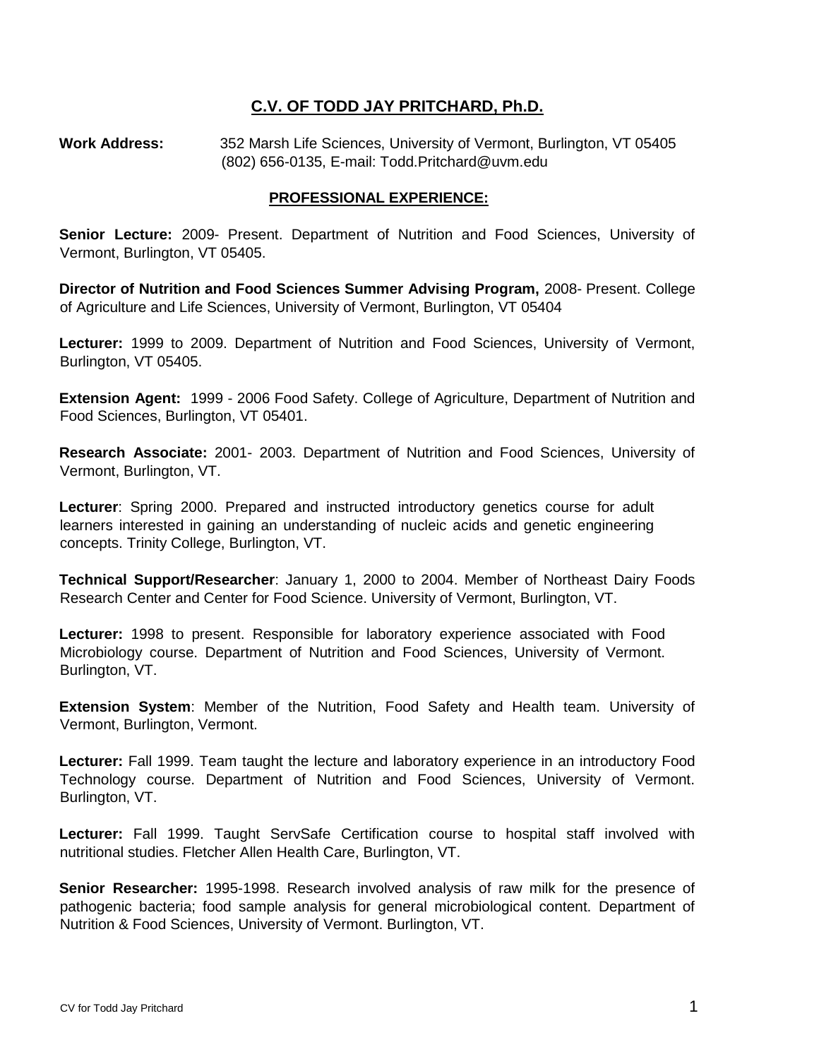# C.V. OF TODD JAY PRITCHARD, Ph.D.

**Work Address:** 352 Marsh Life Sciences, University of Vermont, Burlington, VT 05405
(802) 656-0135, E-mail: Todd.Pritchard@uvm.edu

## PROFESSIONAL EXPERIENCE:

**Senior Lecture:** 2009- Present. Department of Nutrition and Food Sciences, University of Vermont, Burlington, VT 05405.

**Director of Nutrition and Food Sciences Summer Advising Program,** 2008- Present. College of Agriculture and Life Sciences, University of Vermont, Burlington, VT 05404

**Lecturer:** 1999 to 2009. Department of Nutrition and Food Sciences, University of Vermont, Burlington, VT 05405.

**Extension Agent:** 1999 - 2006 Food Safety. College of Agriculture, Department of Nutrition and Food Sciences, Burlington, VT 05401.

**Research Associate:** 2001- 2003. Department of Nutrition and Food Sciences, University of Vermont, Burlington, VT.

**Lecturer**: Spring 2000. Prepared and instructed introductory genetics course for adult learners interested in gaining an understanding of nucleic acids and genetic engineering concepts. Trinity College, Burlington, VT.

**Technical Support/Researcher**: January 1, 2000 to 2004. Member of Northeast Dairy Foods Research Center and Center for Food Science. University of Vermont, Burlington, VT.

**Lecturer:** 1998 to present. Responsible for laboratory experience associated with Food Microbiology course. Department of Nutrition and Food Sciences, University of Vermont. Burlington, VT.

**Extension System**: Member of the Nutrition, Food Safety and Health team. University of Vermont, Burlington, Vermont.

**Lecturer:** Fall 1999. Team taught the lecture and laboratory experience in an introductory Food Technology course. Department of Nutrition and Food Sciences, University of Vermont. Burlington, VT.

**Lecturer:** Fall 1999. Taught ServSafe Certification course to hospital staff involved with nutritional studies. Fletcher Allen Health Care, Burlington, VT.

**Senior Researcher:** 1995-1998. Research involved analysis of raw milk for the presence of pathogenic bacteria; food sample analysis for general microbiological content. Department of Nutrition & Food Sciences, University of Vermont. Burlington, VT.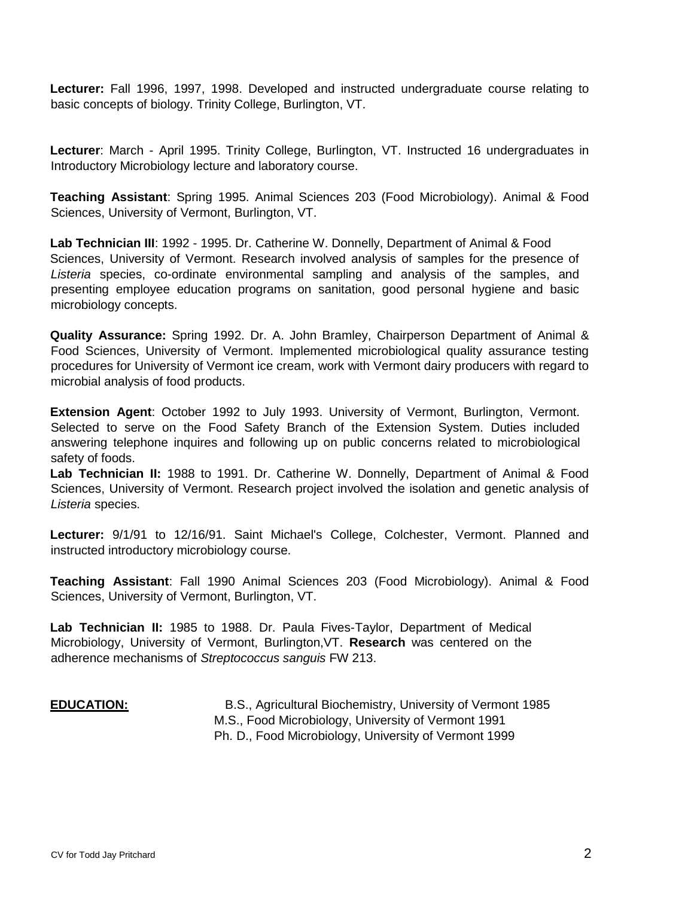**Lecturer:** Fall 1996, 1997, 1998. Developed and instructed undergraduate course relating to basic concepts of biology. Trinity College, Burlington, VT.

**Lecturer**: March - April 1995. Trinity College, Burlington, VT. Instructed 16 undergraduates in Introductory Microbiology lecture and laboratory course.

**Teaching Assistant**: Spring 1995. Animal Sciences 203 (Food Microbiology). Animal & Food Sciences, University of Vermont, Burlington, VT.

**Lab Technician III**: 1992 - 1995. Dr. Catherine W. Donnelly, Department of Animal & Food Sciences, University of Vermont. Research involved analysis of samples for the presence of *Listeria* species, co-ordinate environmental sampling and analysis of the samples, and presenting employee education programs on sanitation, good personal hygiene and basic microbiology concepts.

**Quality Assurance:** Spring 1992. Dr. A. John Bramley, Chairperson Department of Animal & Food Sciences, University of Vermont. Implemented microbiological quality assurance testing procedures for University of Vermont ice cream, work with Vermont dairy producers with regard to microbial analysis of food products.

**Extension Agent**: October 1992 to July 1993. University of Vermont, Burlington, Vermont. Selected to serve on the Food Safety Branch of the Extension System. Duties included answering telephone inquires and following up on public concerns related to microbiological safety of foods.

**Lab Technician II:** 1988 to 1991. Dr. Catherine W. Donnelly, Department of Animal & Food Sciences, University of Vermont. Research project involved the isolation and genetic analysis of *Listeria* species.

**Lecturer:** 9/1/91 to 12/16/91. Saint Michael's College, Colchester, Vermont. Planned and instructed introductory microbiology course.

**Teaching Assistant**: Fall 1990 Animal Sciences 203 (Food Microbiology). Animal & Food Sciences, University of Vermont, Burlington, VT.

**Lab Technician II:** 1985 to 1988. Dr. Paula Fives-Taylor, Department of Medical Microbiology, University of Vermont, Burlington,VT. **Research** was centered on the adherence mechanisms of *Streptococcus sanguis* FW 213.

**EDUCATION:**

B.S., Agricultural Biochemistry, University of Vermont 1985
M.S., Food Microbiology, University of Vermont 1991
Ph. D., Food Microbiology, University of Vermont 1999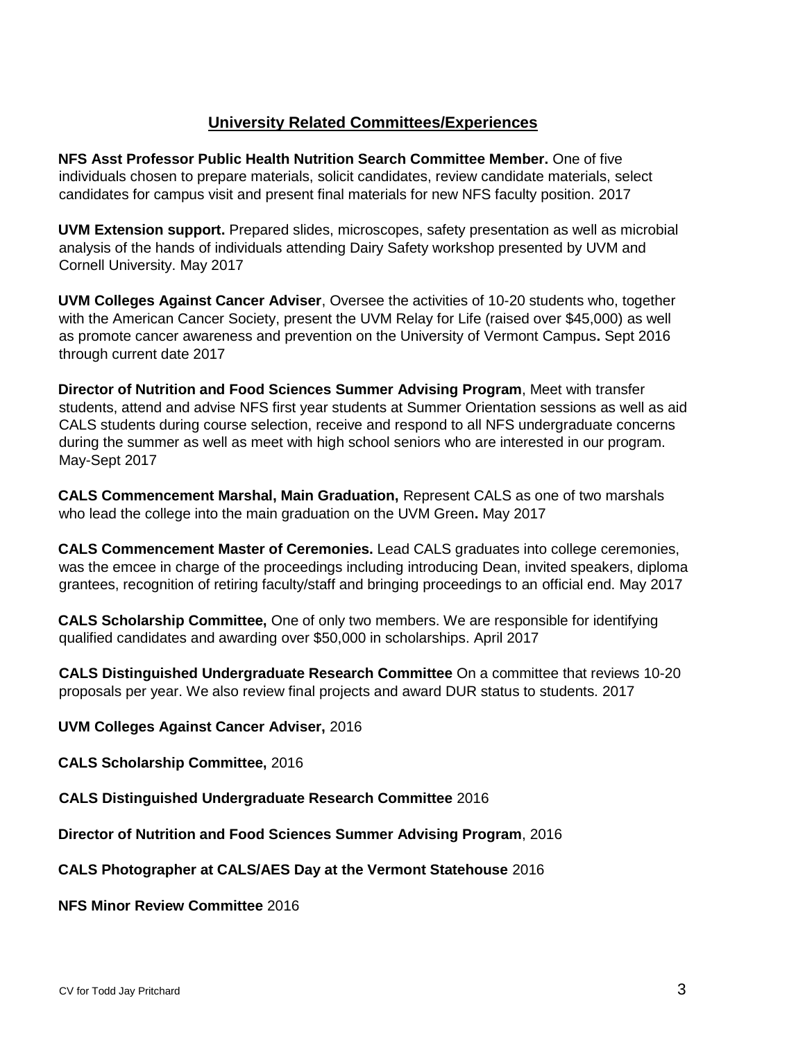## University Related Committees/Experiences

**NFS Asst Professor Public Health Nutrition Search Committee Member.** One of five individuals chosen to prepare materials, solicit candidates, review candidate materials, select candidates for campus visit and present final materials for new NFS faculty position. 2017

**UVM Extension support.** Prepared slides, microscopes, safety presentation as well as microbial analysis of the hands of individuals attending Dairy Safety workshop presented by UVM and Cornell University. May 2017

**UVM Colleges Against Cancer Adviser**, Oversee the activities of 10-20 students who, together with the American Cancer Society, present the UVM Relay for Life (raised over $45,000) as well as promote cancer awareness and prevention on the University of Vermont Campus**.** Sept 2016 through current date 2017

**Director of Nutrition and Food Sciences Summer Advising Program**, Meet with transfer students, attend and advise NFS first year students at Summer Orientation sessions as well as aid CALS students during course selection, receive and respond to all NFS undergraduate concerns during the summer as well as meet with high school seniors who are interested in our program. May-Sept 2017

**CALS Commencement Marshal, Main Graduation,** Represent CALS as one of two marshals who lead the college into the main graduation on the UVM Green**.** May 2017

**CALS Commencement Master of Ceremonies.** Lead CALS graduates into college ceremonies, was the emcee in charge of the proceedings including introducing Dean, invited speakers, diploma grantees, recognition of retiring faculty/staff and bringing proceedings to an official end. May 2017

**CALS Scholarship Committee,** One of only two members. We are responsible for identifying qualified candidates and awarding over $50,000 in scholarships. April 2017

**CALS Distinguished Undergraduate Research Committee** On a committee that reviews 10-20 proposals per year. We also review final projects and award DUR status to students. 2017

**UVM Colleges Against Cancer Adviser,** 2016

**CALS Scholarship Committee,** 2016

**CALS Distinguished Undergraduate Research Committee** 2016

**Director of Nutrition and Food Sciences Summer Advising Program**, 2016

**CALS Photographer at CALS/AES Day at the Vermont Statehouse** 2016

**NFS Minor Review Committee** 2016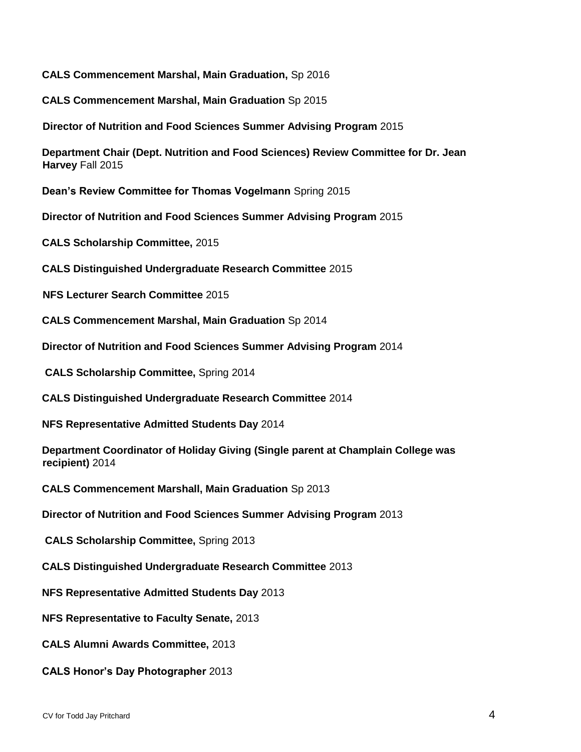**CALS Commencement Marshal, Main Graduation,** Sp 2016

**CALS Commencement Marshal, Main Graduation** Sp 2015

**Director of Nutrition and Food Sciences Summer Advising Program** 2015

**Department Chair (Dept. Nutrition and Food Sciences) Review Committee for Dr. Jean Harvey** Fall 2015

**Dean's Review Committee for Thomas Vogelmann** Spring 2015

**Director of Nutrition and Food Sciences Summer Advising Program** 2015

**CALS Scholarship Committee,** 2015

**CALS Distinguished Undergraduate Research Committee** 2015

**NFS Lecturer Search Committee** 2015

**CALS Commencement Marshal, Main Graduation** Sp 2014

**Director of Nutrition and Food Sciences Summer Advising Program** 2014

**CALS Scholarship Committee,** Spring 2014

**CALS Distinguished Undergraduate Research Committee** 2014

**NFS Representative Admitted Students Day** 2014

**Department Coordinator of Holiday Giving (Single parent at Champlain College was recipient)** 2014

**CALS Commencement Marshall, Main Graduation** Sp 2013

**Director of Nutrition and Food Sciences Summer Advising Program** 2013

**CALS Scholarship Committee,** Spring 2013

**CALS Distinguished Undergraduate Research Committee** 2013

**NFS Representative Admitted Students Day** 2013

**NFS Representative to Faculty Senate,** 2013

**CALS Alumni Awards Committee,** 2013

**CALS Honor's Day Photographer** 2013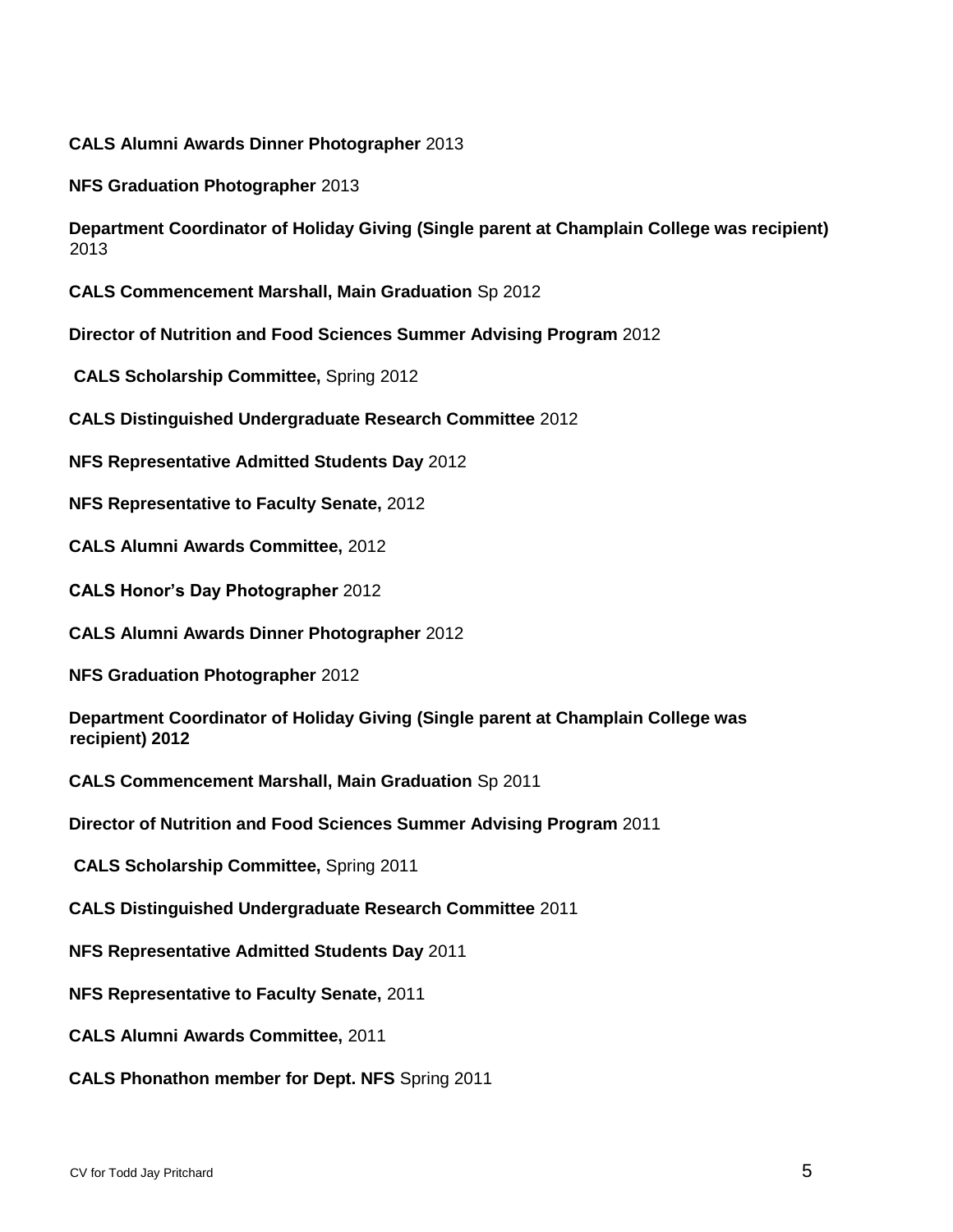**CALS Alumni Awards Dinner Photographer** 2013

**NFS Graduation Photographer** 2013

**Department Coordinator of Holiday Giving (Single parent at Champlain College was recipient)** 2013

**CALS Commencement Marshall, Main Graduation** Sp 2012

**Director of Nutrition and Food Sciences Summer Advising Program** 2012

**CALS Scholarship Committee,** Spring 2012

**CALS Distinguished Undergraduate Research Committee** 2012

**NFS Representative Admitted Students Day** 2012

**NFS Representative to Faculty Senate,** 2012

**CALS Alumni Awards Committee,** 2012

**CALS Honor's Day Photographer** 2012

**CALS Alumni Awards Dinner Photographer** 2012

**NFS Graduation Photographer** 2012

**Department Coordinator of Holiday Giving (Single parent at Champlain College was recipient) 2012**

**CALS Commencement Marshall, Main Graduation** Sp 2011

**Director of Nutrition and Food Sciences Summer Advising Program** 2011

**CALS Scholarship Committee,** Spring 2011

**CALS Distinguished Undergraduate Research Committee** 2011

**NFS Representative Admitted Students Day** 2011

**NFS Representative to Faculty Senate,** 2011

**CALS Alumni Awards Committee,** 2011

**CALS Phonathon member for Dept. NFS** Spring 2011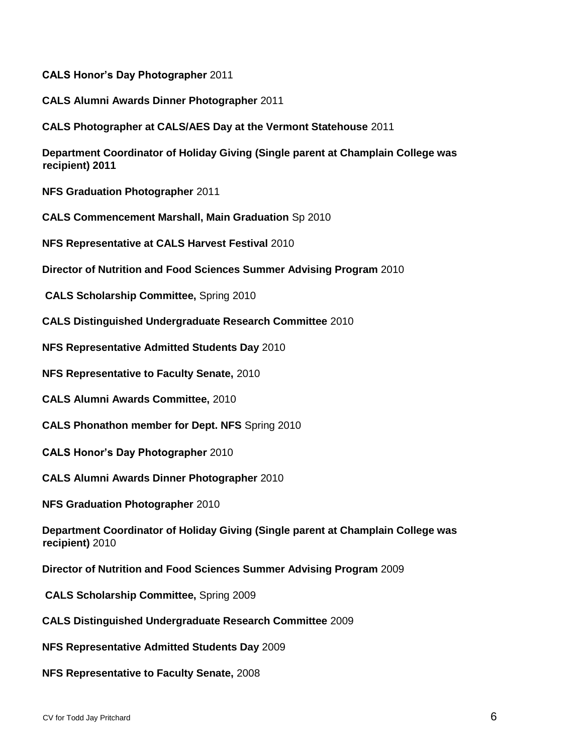**CALS Honor's Day Photographer** 2011

**CALS Alumni Awards Dinner Photographer** 2011

**CALS Photographer at CALS/AES Day at the Vermont Statehouse** 2011

**Department Coordinator of Holiday Giving (Single parent at Champlain College was recipient) 2011**

**NFS Graduation Photographer** 2011

**CALS Commencement Marshall, Main Graduation** Sp 2010

**NFS Representative at CALS Harvest Festival** 2010

**Director of Nutrition and Food Sciences Summer Advising Program** 2010

**CALS Scholarship Committee,** Spring 2010

**CALS Distinguished Undergraduate Research Committee** 2010

**NFS Representative Admitted Students Day** 2010

**NFS Representative to Faculty Senate,** 2010

**CALS Alumni Awards Committee,** 2010

**CALS Phonathon member for Dept. NFS** Spring 2010

**CALS Honor's Day Photographer** 2010

**CALS Alumni Awards Dinner Photographer** 2010

**NFS Graduation Photographer** 2010

**Department Coordinator of Holiday Giving (Single parent at Champlain College was recipient)** 2010

**Director of Nutrition and Food Sciences Summer Advising Program** 2009

**CALS Scholarship Committee,** Spring 2009

**CALS Distinguished Undergraduate Research Committee** 2009

**NFS Representative Admitted Students Day** 2009

**NFS Representative to Faculty Senate,** 2008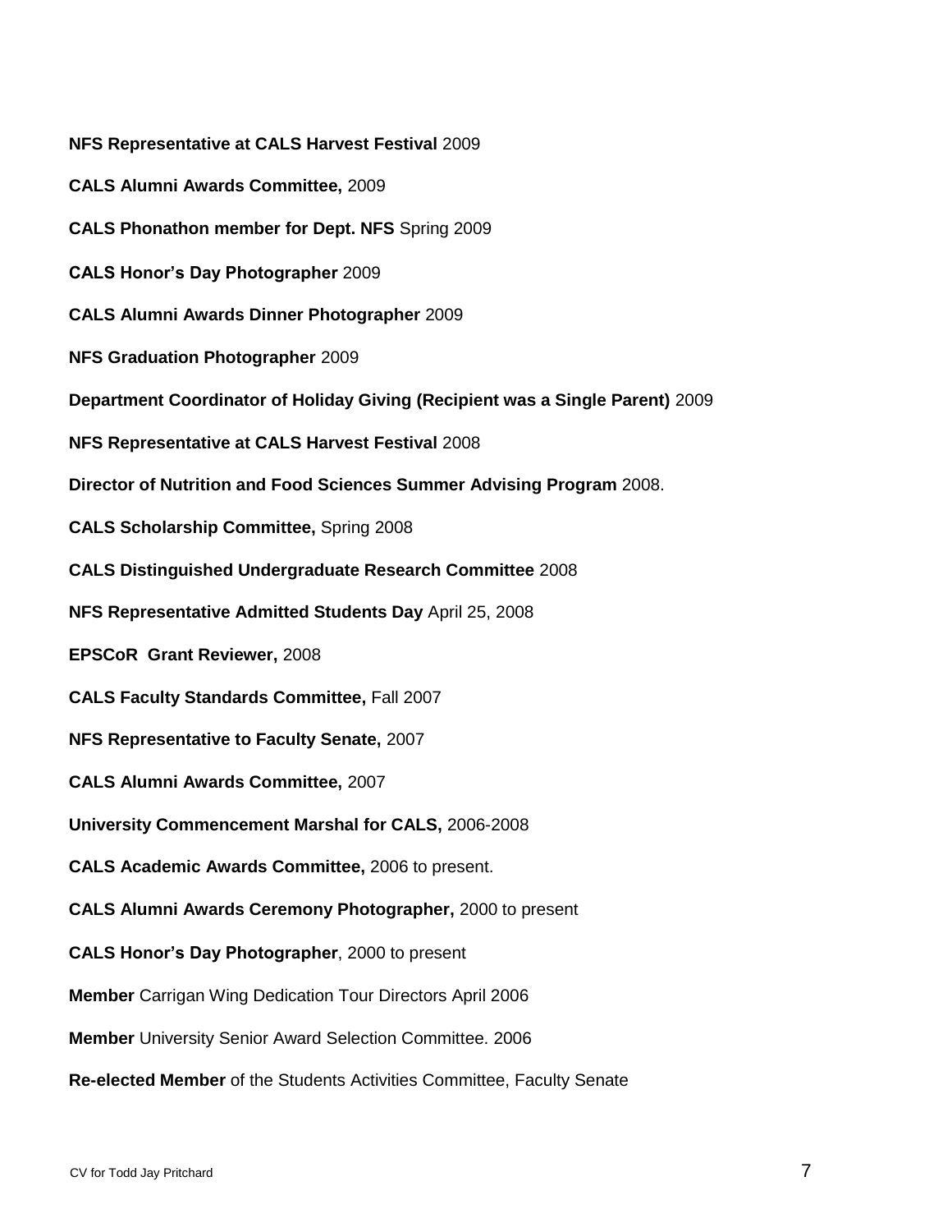**NFS Representative at CALS Harvest Festival** 2009

**CALS Alumni Awards Committee,** 2009

**CALS Phonathon member for Dept. NFS** Spring 2009

**CALS Honor's Day Photographer** 2009

**CALS Alumni Awards Dinner Photographer** 2009

**NFS Graduation Photographer** 2009

**Department Coordinator of Holiday Giving (Recipient was a Single Parent)** 2009

**NFS Representative at CALS Harvest Festival** 2008

**Director of Nutrition and Food Sciences Summer Advising Program** 2008.

**CALS Scholarship Committee,** Spring 2008

**CALS Distinguished Undergraduate Research Committee** 2008

**NFS Representative Admitted Students Day** April 25, 2008

**EPSCoR Grant Reviewer,** 2008

**CALS Faculty Standards Committee,** Fall 2007

**NFS Representative to Faculty Senate,** 2007

**CALS Alumni Awards Committee,** 2007

**University Commencement Marshal for CALS,** 2006-2008

**CALS Academic Awards Committee,** 2006 to present.

**CALS Alumni Awards Ceremony Photographer,** 2000 to present

**CALS Honor's Day Photographer**, 2000 to present

**Member** Carrigan Wing Dedication Tour Directors April 2006

**Member** University Senior Award Selection Committee. 2006

**Re-elected Member** of the Students Activities Committee, Faculty Senate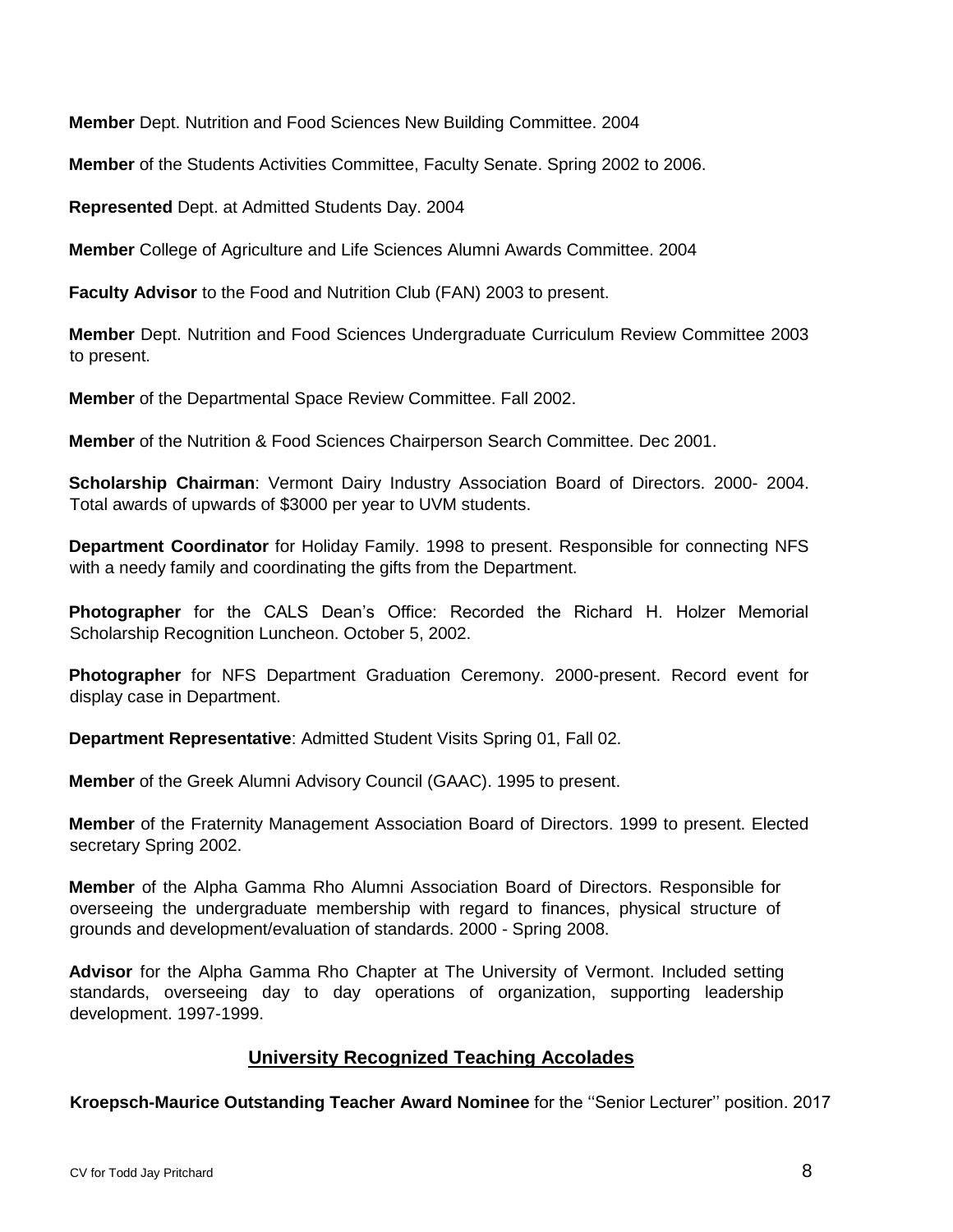**Member** Dept. Nutrition and Food Sciences New Building Committee. 2004

**Member** of the Students Activities Committee, Faculty Senate. Spring 2002 to 2006.

**Represented** Dept. at Admitted Students Day. 2004

**Member** College of Agriculture and Life Sciences Alumni Awards Committee. 2004

**Faculty Advisor** to the Food and Nutrition Club (FAN) 2003 to present.

**Member** Dept. Nutrition and Food Sciences Undergraduate Curriculum Review Committee 2003 to present.

**Member** of the Departmental Space Review Committee. Fall 2002.

**Member** of the Nutrition & Food Sciences Chairperson Search Committee. Dec 2001.

**Scholarship Chairman**: Vermont Dairy Industry Association Board of Directors. 2000- 2004. Total awards of upwards of $3000 per year to UVM students.

**Department Coordinator** for Holiday Family. 1998 to present. Responsible for connecting NFS with a needy family and coordinating the gifts from the Department.

**Photographer** for the CALS Dean's Office: Recorded the Richard H. Holzer Memorial Scholarship Recognition Luncheon. October 5, 2002.

**Photographer** for NFS Department Graduation Ceremony. 2000-present. Record event for display case in Department.

**Department Representative**: Admitted Student Visits Spring 01, Fall 02.

**Member** of the Greek Alumni Advisory Council (GAAC). 1995 to present.

**Member** of the Fraternity Management Association Board of Directors. 1999 to present. Elected secretary Spring 2002.

**Member** of the Alpha Gamma Rho Alumni Association Board of Directors. Responsible for overseeing the undergraduate membership with regard to finances, physical structure of grounds and development/evaluation of standards. 2000 - Spring 2008.

**Advisor** for the Alpha Gamma Rho Chapter at The University of Vermont. Included setting standards, overseeing day to day operations of organization, supporting leadership development. 1997-1999.

## University Recognized Teaching Accolades

**Kroepsch-Maurice Outstanding Teacher Award Nominee** for the ''Senior Lecturer'' position. 2017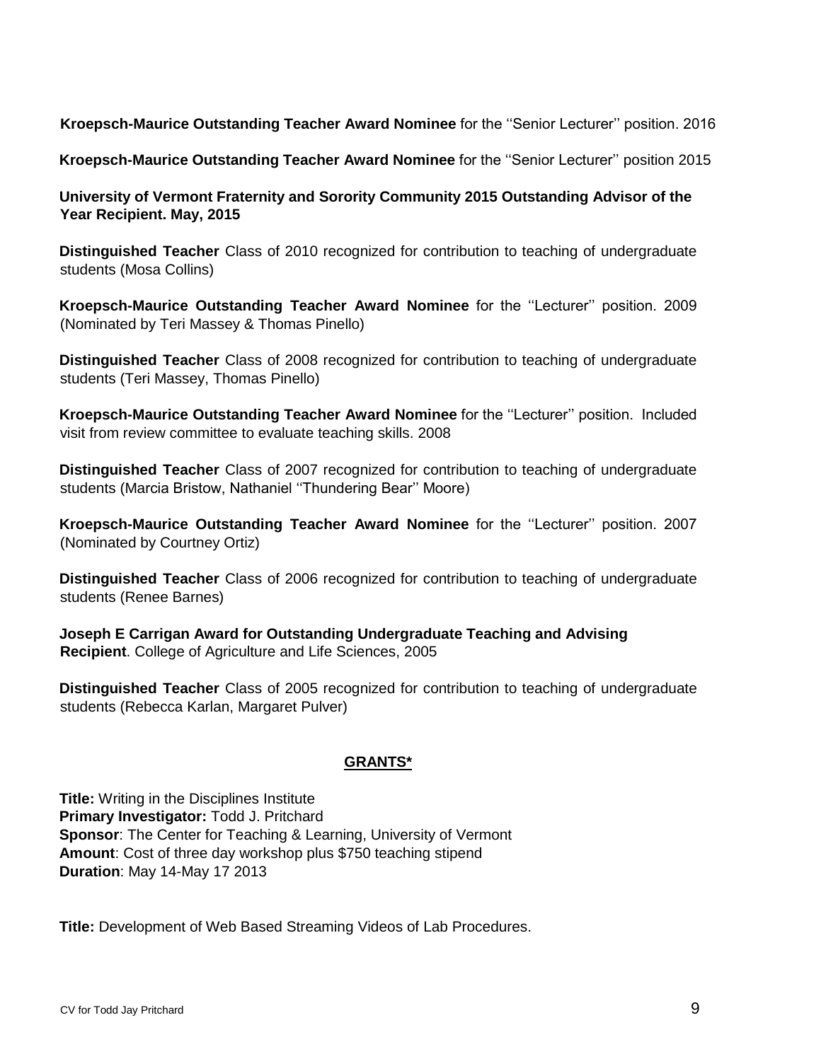**Kroepsch-Maurice Outstanding Teacher Award Nominee** for the ''Senior Lecturer'' position. 2016

**Kroepsch-Maurice Outstanding Teacher Award Nominee** for the ''Senior Lecturer'' position 2015

**University of Vermont Fraternity and Sorority Community 2015 Outstanding Advisor of the Year Recipient. May, 2015**

**Distinguished Teacher** Class of 2010 recognized for contribution to teaching of undergraduate students (Mosa Collins)

**Kroepsch-Maurice Outstanding Teacher Award Nominee** for the ''Lecturer'' position. 2009 (Nominated by Teri Massey & Thomas Pinello)

**Distinguished Teacher** Class of 2008 recognized for contribution to teaching of undergraduate students (Teri Massey, Thomas Pinello)

**Kroepsch-Maurice Outstanding Teacher Award Nominee** for the ''Lecturer'' position. Included visit from review committee to evaluate teaching skills. 2008

**Distinguished Teacher** Class of 2007 recognized for contribution to teaching of undergraduate students (Marcia Bristow, Nathaniel ''Thundering Bear'' Moore)

**Kroepsch-Maurice Outstanding Teacher Award Nominee** for the ''Lecturer'' position. 2007 (Nominated by Courtney Ortiz)

**Distinguished Teacher** Class of 2006 recognized for contribution to teaching of undergraduate students (Renee Barnes)

**Joseph E Carrigan Award for Outstanding Undergraduate Teaching and Advising Recipient**. College of Agriculture and Life Sciences, 2005

**Distinguished Teacher** Class of 2005 recognized for contribution to teaching of undergraduate students (Rebecca Karlan, Margaret Pulver)

## GRANTS*

**Title:** Writing in the Disciplines Institute
**Primary Investigator:** Todd J. Pritchard
**Sponsor**: The Center for Teaching & Learning, University of Vermont
**Amount**: Cost of three day workshop plus $750 teaching stipend
**Duration**: May 14-May 17 2013

**Title:** Development of Web Based Streaming Videos of Lab Procedures.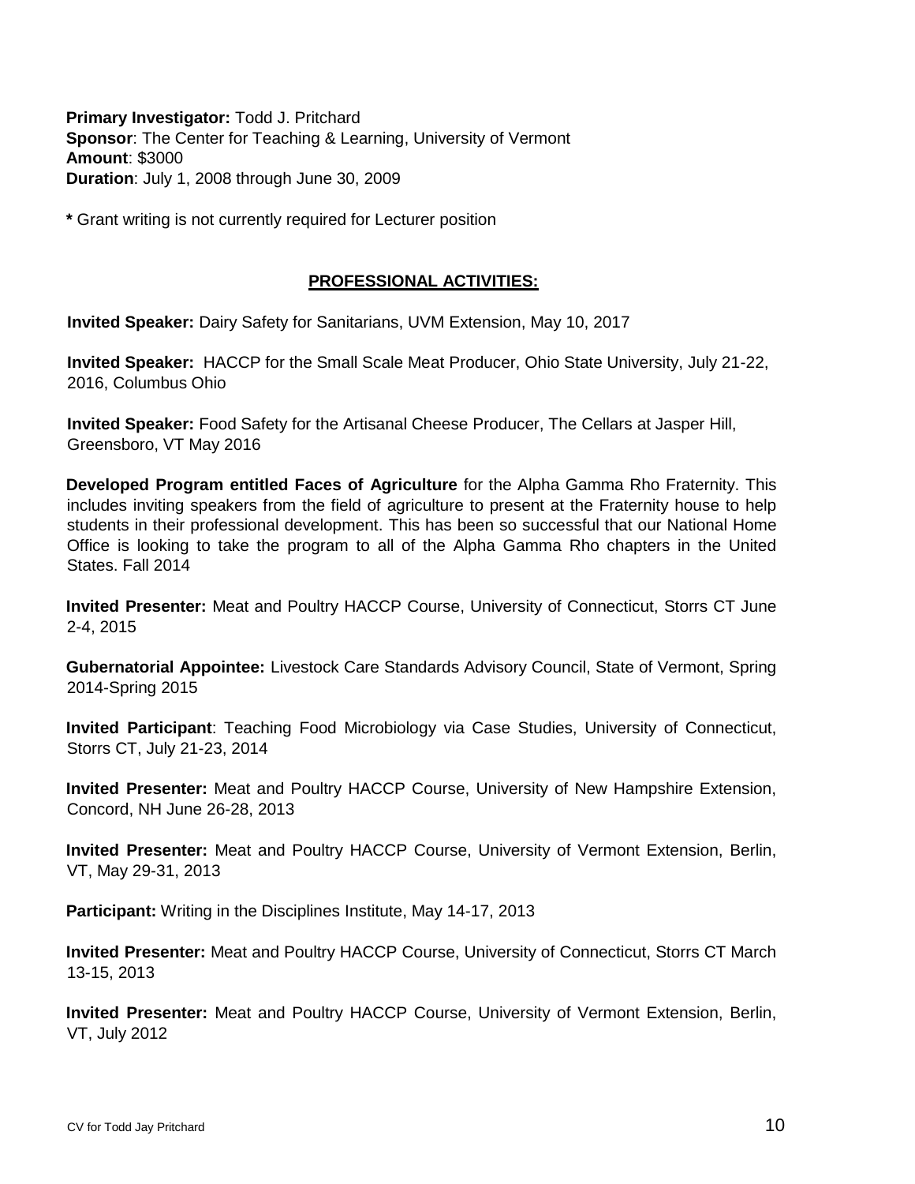**Primary Investigator:** Todd J. Pritchard
**Sponsor**: The Center for Teaching & Learning, University of Vermont
**Amount**: $3000
**Duration**: July 1, 2008 through June 30, 2009

**\*** Grant writing is not currently required for Lecturer position

## PROFESSIONAL ACTIVITIES:

**Invited Speaker:** Dairy Safety for Sanitarians, UVM Extension, May 10, 2017

**Invited Speaker:** HACCP for the Small Scale Meat Producer, Ohio State University, July 21-22, 2016, Columbus Ohio

**Invited Speaker:** Food Safety for the Artisanal Cheese Producer, The Cellars at Jasper Hill, Greensboro, VT May 2016

**Developed Program entitled Faces of Agriculture** for the Alpha Gamma Rho Fraternity. This includes inviting speakers from the field of agriculture to present at the Fraternity house to help students in their professional development. This has been so successful that our National Home Office is looking to take the program to all of the Alpha Gamma Rho chapters in the United States. Fall 2014

**Invited Presenter:** Meat and Poultry HACCP Course, University of Connecticut, Storrs CT June 2-4, 2015

**Gubernatorial Appointee:** Livestock Care Standards Advisory Council, State of Vermont, Spring 2014-Spring 2015

**Invited Participant**: Teaching Food Microbiology via Case Studies, University of Connecticut, Storrs CT, July 21-23, 2014

**Invited Presenter:** Meat and Poultry HACCP Course, University of New Hampshire Extension, Concord, NH June 26-28, 2013

**Invited Presenter:** Meat and Poultry HACCP Course, University of Vermont Extension, Berlin, VT, May 29-31, 2013

**Participant:** Writing in the Disciplines Institute, May 14-17, 2013

**Invited Presenter:** Meat and Poultry HACCP Course, University of Connecticut, Storrs CT March 13-15, 2013

**Invited Presenter:** Meat and Poultry HACCP Course, University of Vermont Extension, Berlin, VT, July 2012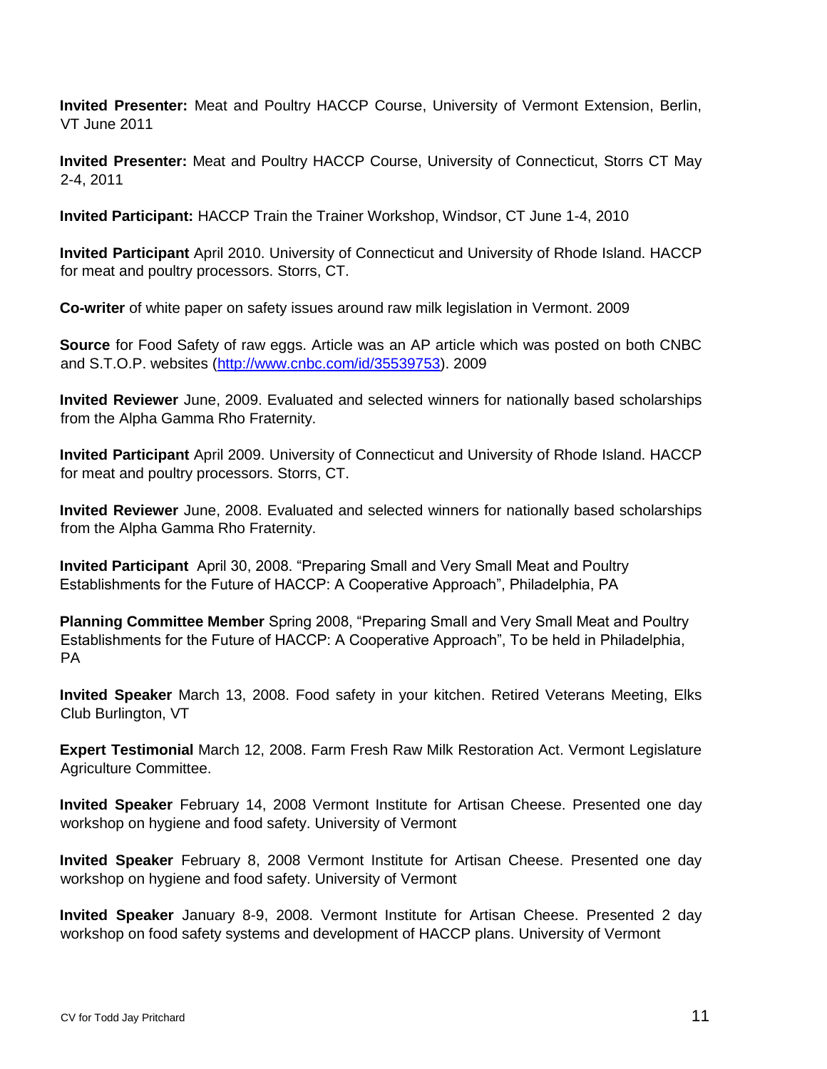**Invited Presenter:** Meat and Poultry HACCP Course, University of Vermont Extension, Berlin, VT June 2011

**Invited Presenter:** Meat and Poultry HACCP Course, University of Connecticut, Storrs CT May 2-4, 2011

**Invited Participant:** HACCP Train the Trainer Workshop, Windsor, CT June 1-4, 2010

**Invited Participant** April 2010. University of Connecticut and University of Rhode Island. HACCP for meat and poultry processors. Storrs, CT.

**Co-writer** of white paper on safety issues around raw milk legislation in Vermont. 2009

**Source** for Food Safety of raw eggs. Article was an AP article which was posted on both CNBC and S.T.O.P. websites (http://www.cnbc.com/id/35539753). 2009

**Invited Reviewer** June, 2009. Evaluated and selected winners for nationally based scholarships from the Alpha Gamma Rho Fraternity.

**Invited Participant** April 2009. University of Connecticut and University of Rhode Island. HACCP for meat and poultry processors. Storrs, CT.

**Invited Reviewer** June, 2008. Evaluated and selected winners for nationally based scholarships from the Alpha Gamma Rho Fraternity.

**Invited Participant** April 30, 2008. "Preparing Small and Very Small Meat and Poultry Establishments for the Future of HACCP: A Cooperative Approach", Philadelphia, PA

**Planning Committee Member** Spring 2008, "Preparing Small and Very Small Meat and Poultry Establishments for the Future of HACCP: A Cooperative Approach", To be held in Philadelphia, PA

**Invited Speaker** March 13, 2008. Food safety in your kitchen. Retired Veterans Meeting, Elks Club Burlington, VT

**Expert Testimonial** March 12, 2008. Farm Fresh Raw Milk Restoration Act. Vermont Legislature Agriculture Committee.

**Invited Speaker** February 14, 2008 Vermont Institute for Artisan Cheese. Presented one day workshop on hygiene and food safety. University of Vermont

**Invited Speaker** February 8, 2008 Vermont Institute for Artisan Cheese. Presented one day workshop on hygiene and food safety. University of Vermont

**Invited Speaker** January 8-9, 2008. Vermont Institute for Artisan Cheese. Presented 2 day workshop on food safety systems and development of HACCP plans. University of Vermont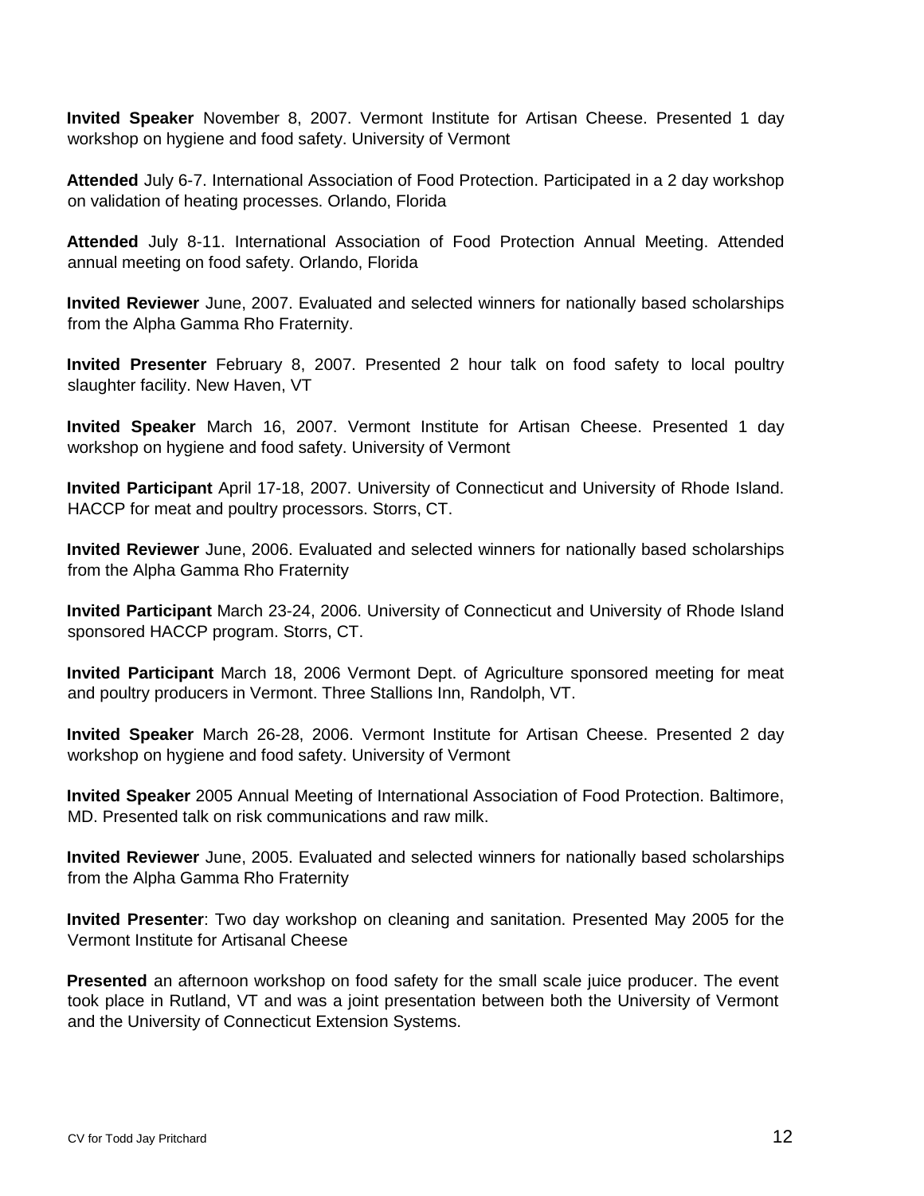**Invited Speaker** November 8, 2007. Vermont Institute for Artisan Cheese. Presented 1 day workshop on hygiene and food safety. University of Vermont

**Attended** July 6-7. International Association of Food Protection. Participated in a 2 day workshop on validation of heating processes. Orlando, Florida

**Attended** July 8-11. International Association of Food Protection Annual Meeting. Attended annual meeting on food safety. Orlando, Florida

**Invited Reviewer** June, 2007. Evaluated and selected winners for nationally based scholarships from the Alpha Gamma Rho Fraternity.

**Invited Presenter** February 8, 2007. Presented 2 hour talk on food safety to local poultry slaughter facility. New Haven, VT

**Invited Speaker** March 16, 2007. Vermont Institute for Artisan Cheese. Presented 1 day workshop on hygiene and food safety. University of Vermont

**Invited Participant** April 17-18, 2007. University of Connecticut and University of Rhode Island. HACCP for meat and poultry processors. Storrs, CT.

**Invited Reviewer** June, 2006. Evaluated and selected winners for nationally based scholarships from the Alpha Gamma Rho Fraternity

**Invited Participant** March 23-24, 2006. University of Connecticut and University of Rhode Island sponsored HACCP program. Storrs, CT.

**Invited Participant** March 18, 2006 Vermont Dept. of Agriculture sponsored meeting for meat and poultry producers in Vermont. Three Stallions Inn, Randolph, VT.

**Invited Speaker** March 26-28, 2006. Vermont Institute for Artisan Cheese. Presented 2 day workshop on hygiene and food safety. University of Vermont

**Invited Speaker** 2005 Annual Meeting of International Association of Food Protection. Baltimore, MD. Presented talk on risk communications and raw milk.

**Invited Reviewer** June, 2005. Evaluated and selected winners for nationally based scholarships from the Alpha Gamma Rho Fraternity

**Invited Presenter**: Two day workshop on cleaning and sanitation. Presented May 2005 for the Vermont Institute for Artisanal Cheese

**Presented** an afternoon workshop on food safety for the small scale juice producer. The event took place in Rutland, VT and was a joint presentation between both the University of Vermont and the University of Connecticut Extension Systems.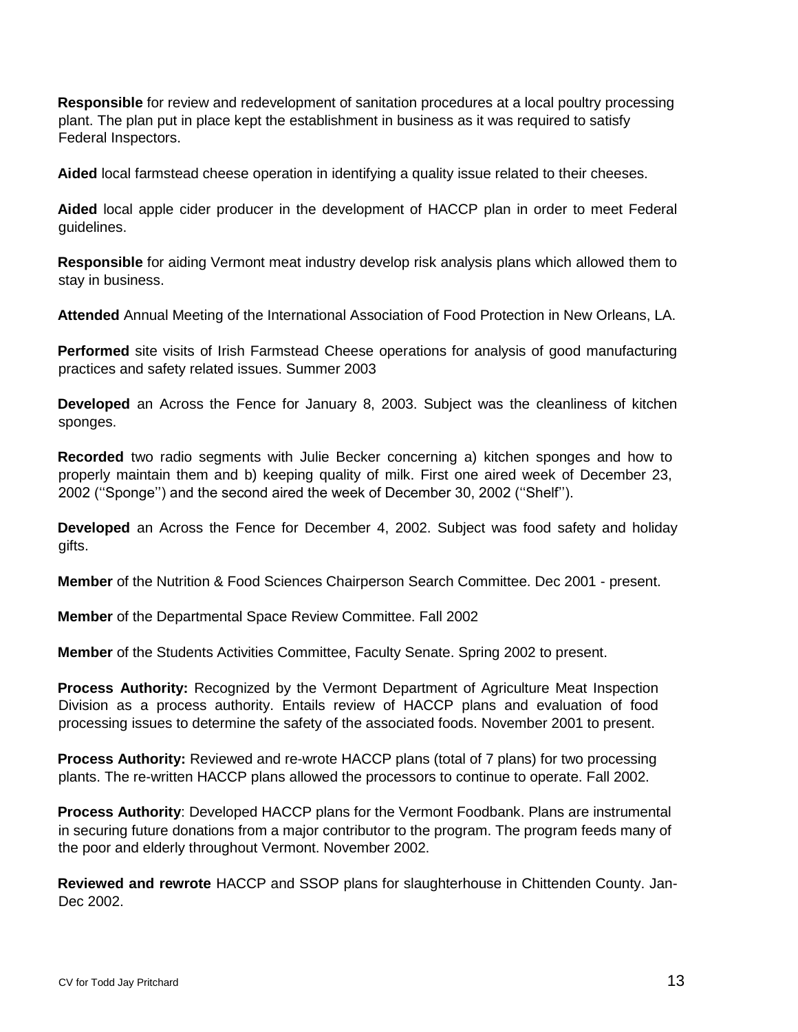**Responsible** for review and redevelopment of sanitation procedures at a local poultry processing plant. The plan put in place kept the establishment in business as it was required to satisfy Federal Inspectors.

**Aided** local farmstead cheese operation in identifying a quality issue related to their cheeses.

**Aided** local apple cider producer in the development of HACCP plan in order to meet Federal guidelines.

**Responsible** for aiding Vermont meat industry develop risk analysis plans which allowed them to stay in business.

**Attended** Annual Meeting of the International Association of Food Protection in New Orleans, LA.

**Performed** site visits of Irish Farmstead Cheese operations for analysis of good manufacturing practices and safety related issues. Summer 2003

**Developed** an Across the Fence for January 8, 2003. Subject was the cleanliness of kitchen sponges.

**Recorded** two radio segments with Julie Becker concerning a) kitchen sponges and how to properly maintain them and b) keeping quality of milk. First one aired week of December 23, 2002 (''Sponge'') and the second aired the week of December 30, 2002 (''Shelf'').

**Developed** an Across the Fence for December 4, 2002. Subject was food safety and holiday gifts.

**Member** of the Nutrition & Food Sciences Chairperson Search Committee. Dec 2001 - present.

**Member** of the Departmental Space Review Committee. Fall 2002

**Member** of the Students Activities Committee, Faculty Senate. Spring 2002 to present.

**Process Authority:** Recognized by the Vermont Department of Agriculture Meat Inspection Division as a process authority. Entails review of HACCP plans and evaluation of food processing issues to determine the safety of the associated foods. November 2001 to present.

**Process Authority:** Reviewed and re-wrote HACCP plans (total of 7 plans) for two processing plants. The re-written HACCP plans allowed the processors to continue to operate. Fall 2002.

**Process Authority**: Developed HACCP plans for the Vermont Foodbank. Plans are instrumental in securing future donations from a major contributor to the program. The program feeds many of the poor and elderly throughout Vermont. November 2002.

**Reviewed and rewrote** HACCP and SSOP plans for slaughterhouse in Chittenden County. Jan-Dec 2002.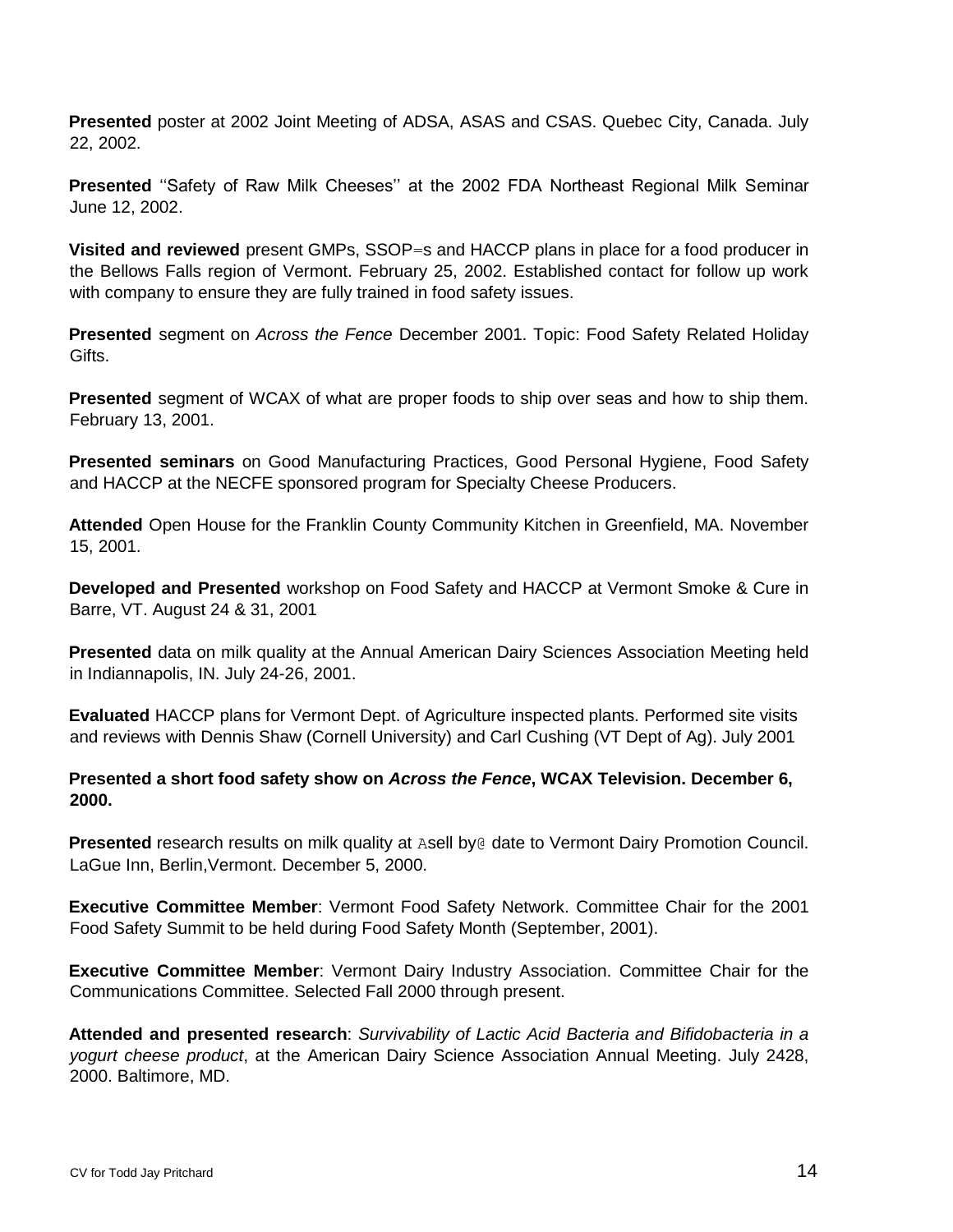**Presented** poster at 2002 Joint Meeting of ADSA, ASAS and CSAS. Quebec City, Canada. July 22, 2002.

**Presented** ''Safety of Raw Milk Cheeses'' at the 2002 FDA Northeast Regional Milk Seminar June 12, 2002.

**Visited and reviewed** present GMPs, SSOP=s and HACCP plans in place for a food producer in the Bellows Falls region of Vermont. February 25, 2002. Established contact for follow up work with company to ensure they are fully trained in food safety issues.

**Presented** segment on *Across the Fence* December 2001. Topic: Food Safety Related Holiday Gifts.

**Presented** segment of WCAX of what are proper foods to ship over seas and how to ship them. February 13, 2001.

**Presented seminars** on Good Manufacturing Practices, Good Personal Hygiene, Food Safety and HACCP at the NECFE sponsored program for Specialty Cheese Producers.

**Attended** Open House for the Franklin County Community Kitchen in Greenfield, MA. November 15, 2001.

**Developed and Presented** workshop on Food Safety and HACCP at Vermont Smoke & Cure in Barre, VT. August 24 & 31, 2001

**Presented** data on milk quality at the Annual American Dairy Sciences Association Meeting held in Indiannapolis, IN. July 24-26, 2001.

**Evaluated** HACCP plans for Vermont Dept. of Agriculture inspected plants. Performed site visits and reviews with Dennis Shaw (Cornell University) and Carl Cushing (VT Dept of Ag). July 2001

**Presented a short food safety show on *Across the Fence*, WCAX Television. December 6, 2000.**

**Presented** research results on milk quality at Asell by@ date to Vermont Dairy Promotion Council. LaGue Inn, Berlin,Vermont. December 5, 2000.

**Executive Committee Member**: Vermont Food Safety Network. Committee Chair for the 2001 Food Safety Summit to be held during Food Safety Month (September, 2001).

**Executive Committee Member**: Vermont Dairy Industry Association. Committee Chair for the Communications Committee. Selected Fall 2000 through present.

**Attended and presented research**: *Survivability of Lactic Acid Bacteria and Bifidobacteria in a yogurt cheese product*, at the American Dairy Science Association Annual Meeting. July 2428, 2000. Baltimore, MD.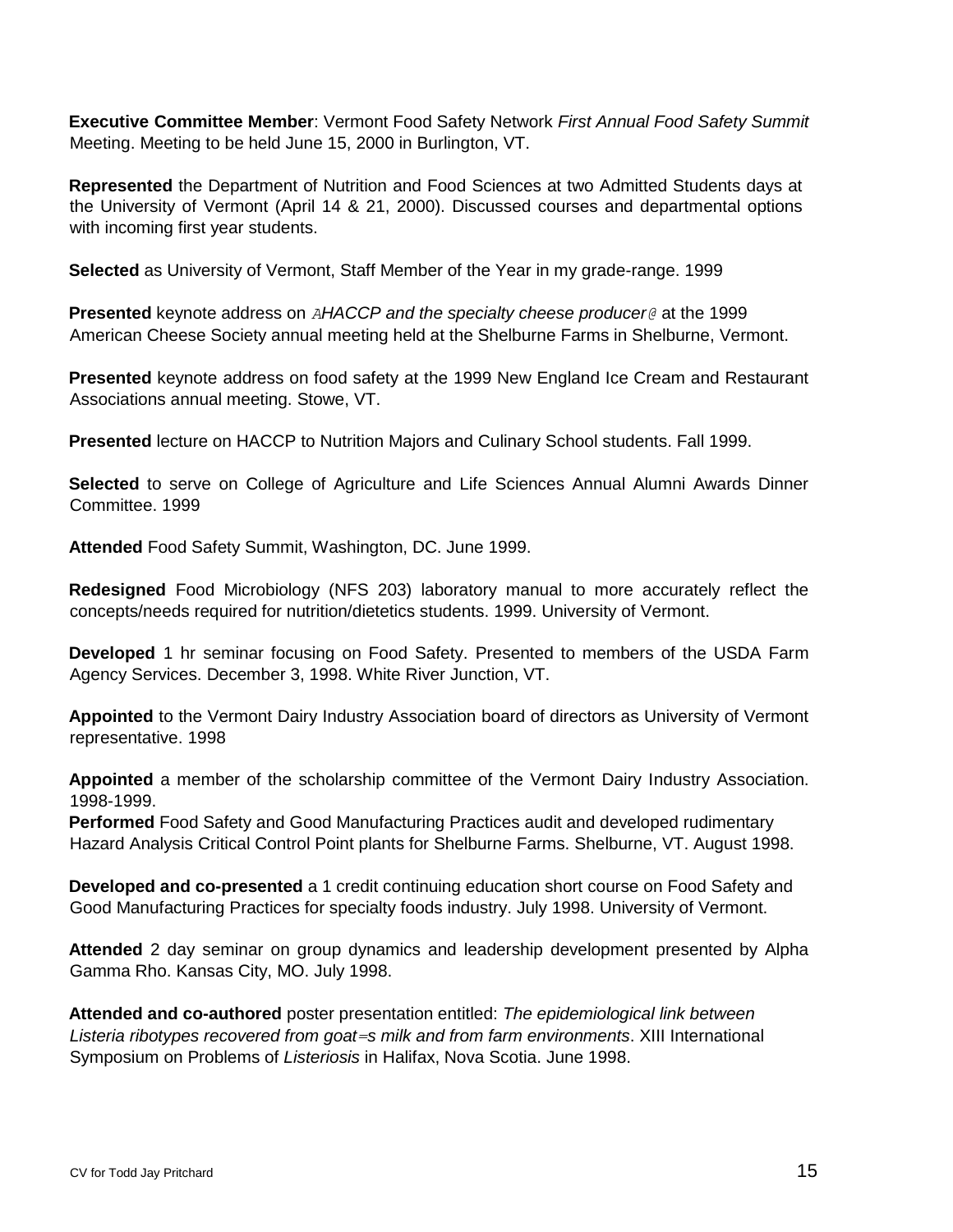**Executive Committee Member**: Vermont Food Safety Network *First Annual Food Safety Summit* Meeting. Meeting to be held June 15, 2000 in Burlington, VT.

**Represented** the Department of Nutrition and Food Sciences at two Admitted Students days at the University of Vermont (April 14 & 21, 2000). Discussed courses and departmental options with incoming first year students.

**Selected** as University of Vermont, Staff Member of the Year in my grade-range. 1999

**Presented** keynote address on *AHACCP and the specialty cheese producer@* at the 1999 American Cheese Society annual meeting held at the Shelburne Farms in Shelburne, Vermont.

**Presented** keynote address on food safety at the 1999 New England Ice Cream and Restaurant Associations annual meeting. Stowe, VT.

**Presented** lecture on HACCP to Nutrition Majors and Culinary School students. Fall 1999.

**Selected** to serve on College of Agriculture and Life Sciences Annual Alumni Awards Dinner Committee. 1999

**Attended** Food Safety Summit, Washington, DC. June 1999.

**Redesigned** Food Microbiology (NFS 203) laboratory manual to more accurately reflect the concepts/needs required for nutrition/dietetics students. 1999. University of Vermont.

**Developed** 1 hr seminar focusing on Food Safety. Presented to members of the USDA Farm Agency Services. December 3, 1998. White River Junction, VT.

**Appointed** to the Vermont Dairy Industry Association board of directors as University of Vermont representative. 1998

**Appointed** a member of the scholarship committee of the Vermont Dairy Industry Association. 1998-1999.

**Performed** Food Safety and Good Manufacturing Practices audit and developed rudimentary Hazard Analysis Critical Control Point plants for Shelburne Farms. Shelburne, VT. August 1998.

**Developed and co-presented** a 1 credit continuing education short course on Food Safety and Good Manufacturing Practices for specialty foods industry. July 1998. University of Vermont.

**Attended** 2 day seminar on group dynamics and leadership development presented by Alpha Gamma Rho. Kansas City, MO. July 1998.

**Attended and co-authored** poster presentation entitled: *The epidemiological link between Listeria ribotypes recovered from goat=s milk and from farm environments*. XIII International Symposium on Problems of *Listeriosis* in Halifax, Nova Scotia. June 1998.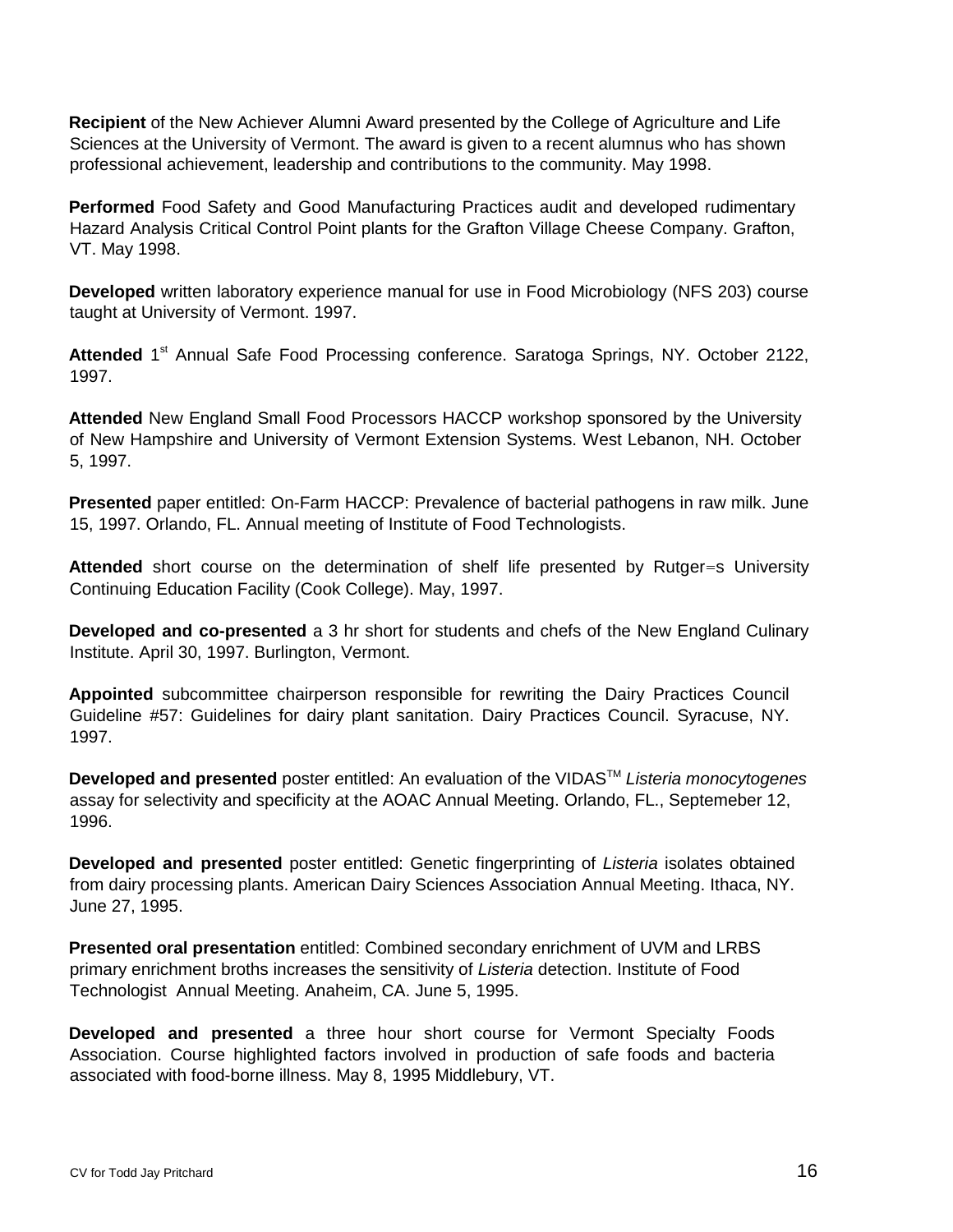**Recipient** of the New Achiever Alumni Award presented by the College of Agriculture and Life Sciences at the University of Vermont. The award is given to a recent alumnus who has shown professional achievement, leadership and contributions to the community. May 1998.

**Performed** Food Safety and Good Manufacturing Practices audit and developed rudimentary Hazard Analysis Critical Control Point plants for the Grafton Village Cheese Company. Grafton, VT. May 1998.

**Developed** written laboratory experience manual for use in Food Microbiology (NFS 203) course taught at University of Vermont. 1997.

**Attended** 1st Annual Safe Food Processing conference. Saratoga Springs, NY. October 2122, 1997.

**Attended** New England Small Food Processors HACCP workshop sponsored by the University of New Hampshire and University of Vermont Extension Systems. West Lebanon, NH. October 5, 1997.

**Presented** paper entitled: On-Farm HACCP: Prevalence of bacterial pathogens in raw milk. June 15, 1997. Orlando, FL. Annual meeting of Institute of Food Technologists.

**Attended** short course on the determination of shelf life presented by Rutger=s University Continuing Education Facility (Cook College). May, 1997.

**Developed and co-presented** a 3 hr short for students and chefs of the New England Culinary Institute. April 30, 1997. Burlington, Vermont.

**Appointed** subcommittee chairperson responsible for rewriting the Dairy Practices Council Guideline #57: Guidelines for dairy plant sanitation. Dairy Practices Council. Syracuse, NY. 1997.

**Developed and presented** poster entitled: An evaluation of the VIDAS™ *Listeria monocytogenes* assay for selectivity and specificity at the AOAC Annual Meeting. Orlando, FL., Septemeber 12, 1996.

**Developed and presented** poster entitled: Genetic fingerprinting of *Listeria* isolates obtained from dairy processing plants. American Dairy Sciences Association Annual Meeting. Ithaca, NY. June 27, 1995.

**Presented oral presentation** entitled: Combined secondary enrichment of UVM and LRBS primary enrichment broths increases the sensitivity of *Listeria* detection. Institute of Food Technologist Annual Meeting. Anaheim, CA. June 5, 1995.

**Developed and presented** a three hour short course for Vermont Specialty Foods Association. Course highlighted factors involved in production of safe foods and bacteria associated with food-borne illness. May 8, 1995 Middlebury, VT.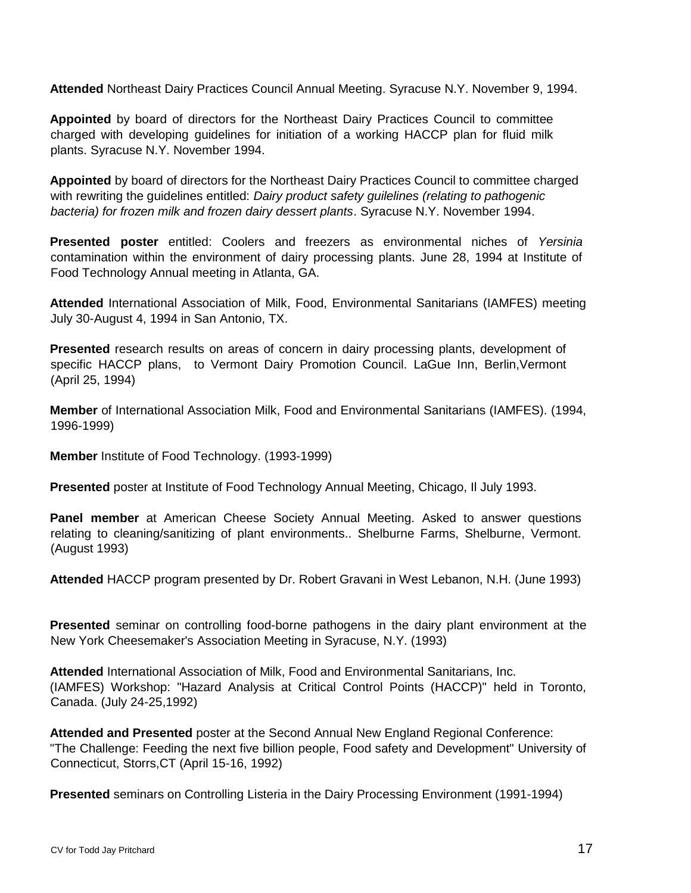**Attended** Northeast Dairy Practices Council Annual Meeting. Syracuse N.Y. November 9, 1994.

**Appointed** by board of directors for the Northeast Dairy Practices Council to committee charged with developing guidelines for initiation of a working HACCP plan for fluid milk plants. Syracuse N.Y. November 1994.

**Appointed** by board of directors for the Northeast Dairy Practices Council to committee charged with rewriting the guidelines entitled: *Dairy product safety guilelines (relating to pathogenic bacteria) for frozen milk and frozen dairy dessert plants*. Syracuse N.Y. November 1994.

**Presented poster** entitled: Coolers and freezers as environmental niches of *Yersinia* contamination within the environment of dairy processing plants. June 28, 1994 at Institute of Food Technology Annual meeting in Atlanta, GA.

**Attended** International Association of Milk, Food, Environmental Sanitarians (IAMFES) meeting July 30-August 4, 1994 in San Antonio, TX.

**Presented** research results on areas of concern in dairy processing plants, development of specific HACCP plans, to Vermont Dairy Promotion Council. LaGue Inn, Berlin,Vermont (April 25, 1994)

**Member** of International Association Milk, Food and Environmental Sanitarians (IAMFES). (1994, 1996-1999)

**Member** Institute of Food Technology. (1993-1999)

**Presented** poster at Institute of Food Technology Annual Meeting, Chicago, Il July 1993.

**Panel member** at American Cheese Society Annual Meeting. Asked to answer questions relating to cleaning/sanitizing of plant environments.. Shelburne Farms, Shelburne, Vermont. (August 1993)

**Attended** HACCP program presented by Dr. Robert Gravani in West Lebanon, N.H. (June 1993)

**Presented** seminar on controlling food-borne pathogens in the dairy plant environment at the New York Cheesemaker's Association Meeting in Syracuse, N.Y. (1993)

**Attended** International Association of Milk, Food and Environmental Sanitarians, Inc. (IAMFES) Workshop: "Hazard Analysis at Critical Control Points (HACCP)" held in Toronto, Canada. (July 24-25,1992)

**Attended and Presented** poster at the Second Annual New England Regional Conference: "The Challenge: Feeding the next five billion people, Food safety and Development" University of Connecticut, Storrs,CT (April 15-16, 1992)

**Presented** seminars on Controlling Listeria in the Dairy Processing Environment (1991-1994)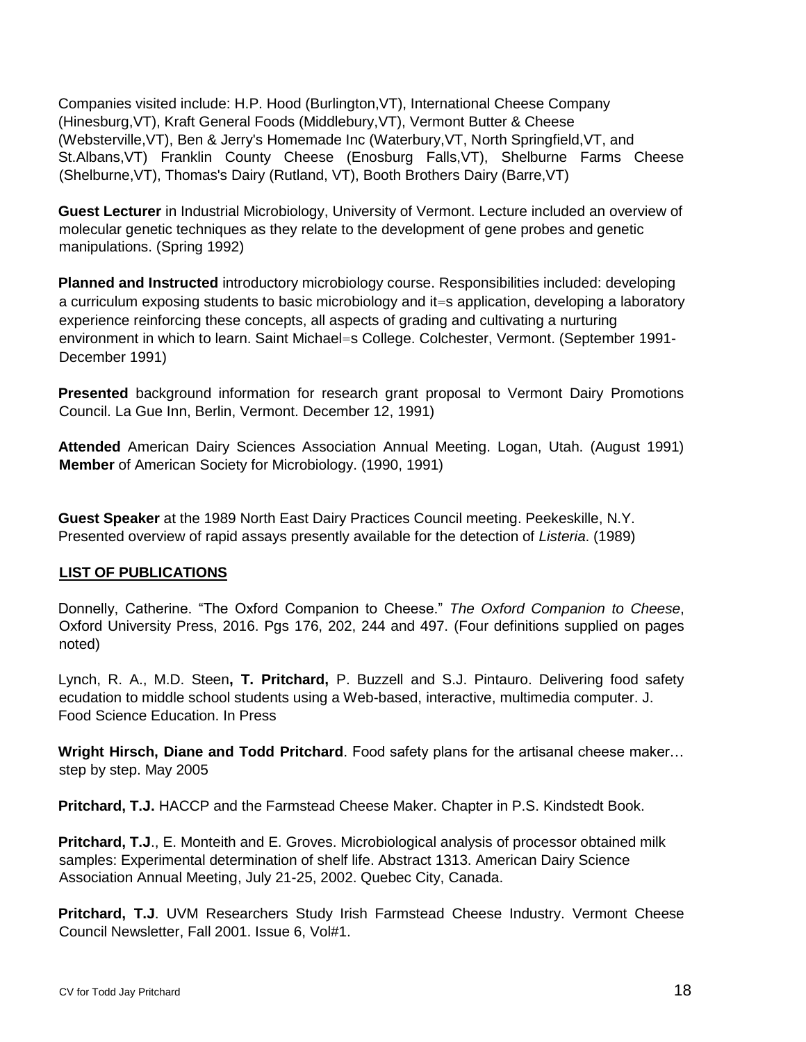Companies visited include: H.P. Hood (Burlington,VT), International Cheese Company (Hinesburg,VT), Kraft General Foods (Middlebury,VT), Vermont Butter & Cheese (Websterville,VT), Ben & Jerry's Homemade Inc (Waterbury,VT, North Springfield,VT, and St.Albans,VT) Franklin County Cheese (Enosburg Falls,VT), Shelburne Farms Cheese (Shelburne,VT), Thomas's Dairy (Rutland, VT), Booth Brothers Dairy (Barre,VT)

**Guest Lecturer** in Industrial Microbiology, University of Vermont. Lecture included an overview of molecular genetic techniques as they relate to the development of gene probes and genetic manipulations. (Spring 1992)

**Planned and Instructed** introductory microbiology course. Responsibilities included: developing a curriculum exposing students to basic microbiology and it=s application, developing a laboratory experience reinforcing these concepts, all aspects of grading and cultivating a nurturing environment in which to learn. Saint Michael=s College. Colchester, Vermont. (September 1991-December 1991)

**Presented** background information for research grant proposal to Vermont Dairy Promotions Council. La Gue Inn, Berlin, Vermont. December 12, 1991)

**Attended** American Dairy Sciences Association Annual Meeting. Logan, Utah. (August 1991)
**Member** of American Society for Microbiology. (1990, 1991)

**Guest Speaker** at the 1989 North East Dairy Practices Council meeting. Peekeskille, N.Y. Presented overview of rapid assays presently available for the detection of *Listeria*. (1989)

## LIST OF PUBLICATIONS

Donnelly, Catherine. "The Oxford Companion to Cheese." *The Oxford Companion to Cheese*, Oxford University Press, 2016. Pgs 176, 202, 244 and 497. (Four definitions supplied on pages noted)

Lynch, R. A., M.D. Steen**, T. Pritchard,** P. Buzzell and S.J. Pintauro. Delivering food safety ecudation to middle school students using a Web-based, interactive, multimedia computer. J. Food Science Education. In Press

**Wright Hirsch, Diane and Todd Pritchard**. Food safety plans for the artisanal cheese maker… step by step. May 2005

**Pritchard, T.J.** HACCP and the Farmstead Cheese Maker. Chapter in P.S. Kindstedt Book.

**Pritchard, T.J**., E. Monteith and E. Groves. Microbiological analysis of processor obtained milk samples: Experimental determination of shelf life. Abstract 1313. American Dairy Science Association Annual Meeting, July 21-25, 2002. Quebec City, Canada.

**Pritchard, T.J**. UVM Researchers Study Irish Farmstead Cheese Industry. Vermont Cheese Council Newsletter, Fall 2001. Issue 6, Vol#1.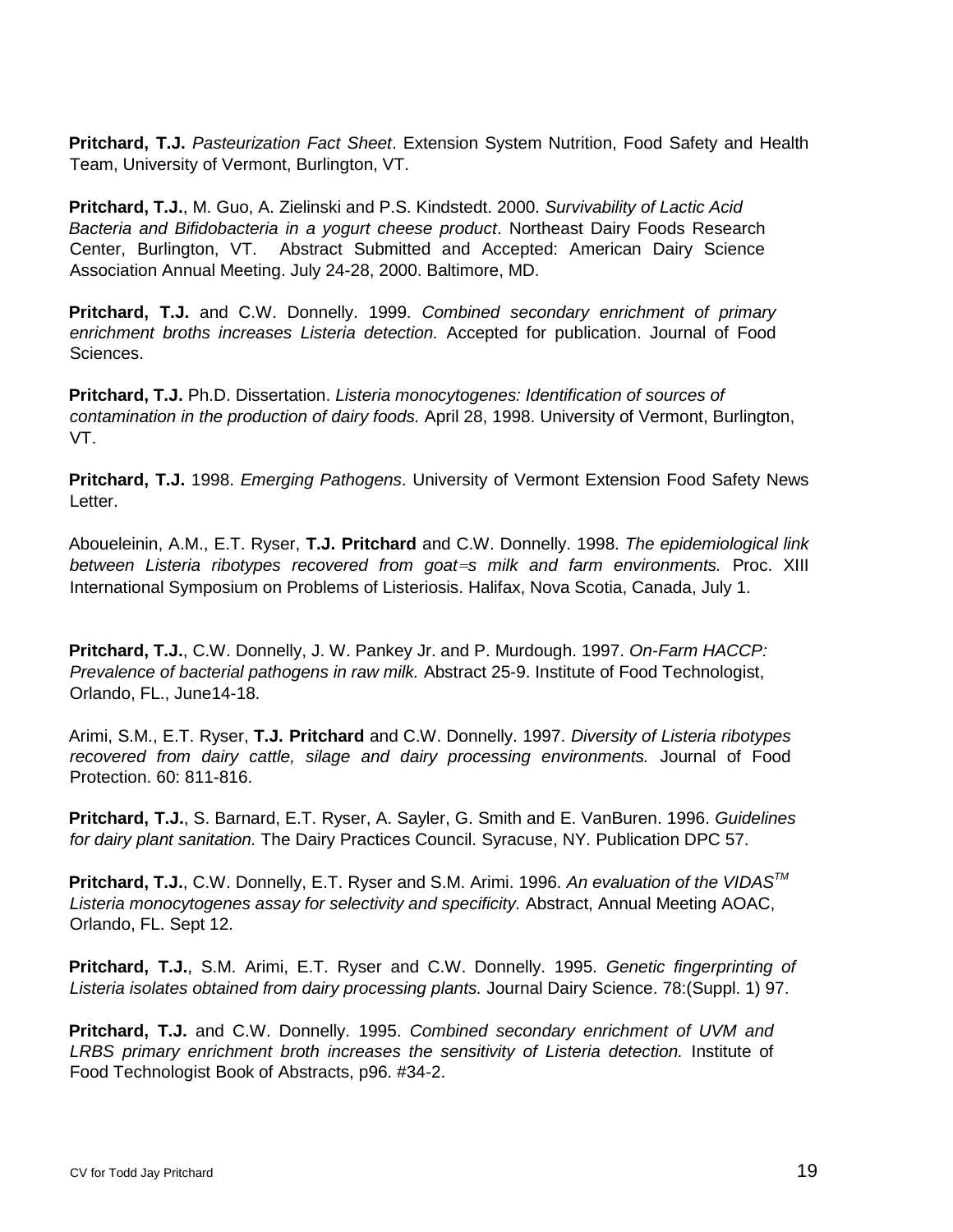**Pritchard, T.J.** *Pasteurization Fact Sheet*. Extension System Nutrition, Food Safety and Health Team, University of Vermont, Burlington, VT.

**Pritchard, T.J.**, M. Guo, A. Zielinski and P.S. Kindstedt. 2000. *Survivability of Lactic Acid Bacteria and Bifidobacteria in a yogurt cheese product*. Northeast Dairy Foods Research Center, Burlington, VT. Abstract Submitted and Accepted: American Dairy Science Association Annual Meeting. July 24-28, 2000. Baltimore, MD.

**Pritchard, T.J.** and C.W. Donnelly. 1999. *Combined secondary enrichment of primary enrichment broths increases Listeria detection.* Accepted for publication. Journal of Food Sciences.

**Pritchard, T.J.** Ph.D. Dissertation. *Listeria monocytogenes: Identification of sources of contamination in the production of dairy foods.* April 28, 1998. University of Vermont, Burlington, VT.

**Pritchard, T.J.** 1998. *Emerging Pathogens*. University of Vermont Extension Food Safety News Letter.

Aboueleinin, A.M., E.T. Ryser, **T.J. Pritchard** and C.W. Donnelly. 1998. *The epidemiological link between Listeria ribotypes recovered from goat=s milk and farm environments.* Proc. XIII International Symposium on Problems of Listeriosis. Halifax, Nova Scotia, Canada, July 1.

**Pritchard, T.J.**, C.W. Donnelly, J. W. Pankey Jr. and P. Murdough. 1997. *On-Farm HACCP: Prevalence of bacterial pathogens in raw milk.* Abstract 25-9. Institute of Food Technologist, Orlando, FL., June14-18.

Arimi, S.M., E.T. Ryser, **T.J. Pritchard** and C.W. Donnelly. 1997. *Diversity of Listeria ribotypes recovered from dairy cattle, silage and dairy processing environments.* Journal of Food Protection. 60: 811-816.

**Pritchard, T.J.**, S. Barnard, E.T. Ryser, A. Sayler, G. Smith and E. VanBuren. 1996. *Guidelines for dairy plant sanitation.* The Dairy Practices Council. Syracuse, NY. Publication DPC 57.

**Pritchard, T.J.**, C.W. Donnelly, E.T. Ryser and S.M. Arimi. 1996. *An evaluation of the VIDAS$^{TM}$ Listeria monocytogenes assay for selectivity and specificity.* Abstract, Annual Meeting AOAC, Orlando, FL. Sept 12.

**Pritchard, T.J.**, S.M. Arimi, E.T. Ryser and C.W. Donnelly. 1995. *Genetic fingerprinting of Listeria isolates obtained from dairy processing plants.* Journal Dairy Science. 78:(Suppl. 1) 97.

**Pritchard, T.J.** and C.W. Donnelly. 1995. *Combined secondary enrichment of UVM and LRBS primary enrichment broth increases the sensitivity of Listeria detection.* Institute of Food Technologist Book of Abstracts, p96. #34-2.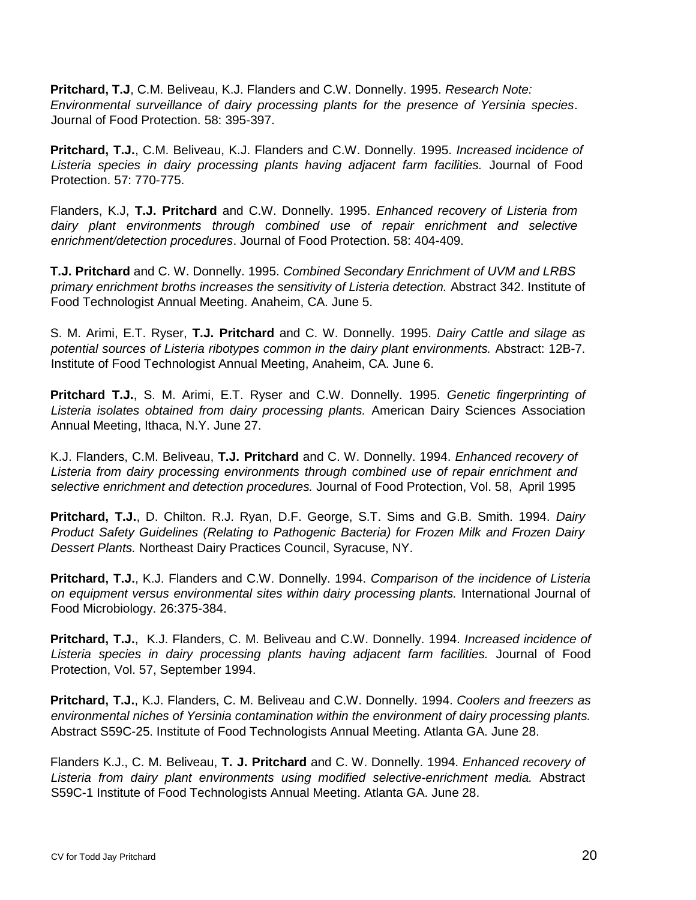**Pritchard, T.J**, C.M. Beliveau, K.J. Flanders and C.W. Donnelly. 1995. *Research Note: Environmental surveillance of dairy processing plants for the presence of Yersinia species*. Journal of Food Protection. 58: 395-397.

**Pritchard, T.J.**, C.M. Beliveau, K.J. Flanders and C.W. Donnelly. 1995. *Increased incidence of Listeria species in dairy processing plants having adjacent farm facilities.* Journal of Food Protection. 57: 770-775.

Flanders, K.J, **T.J. Pritchard** and C.W. Donnelly. 1995. *Enhanced recovery of Listeria from dairy plant environments through combined use of repair enrichment and selective enrichment/detection procedures*. Journal of Food Protection. 58: 404-409.

**T.J. Pritchard** and C. W. Donnelly. 1995. *Combined Secondary Enrichment of UVM and LRBS primary enrichment broths increases the sensitivity of Listeria detection.* Abstract 342. Institute of Food Technologist Annual Meeting. Anaheim, CA. June 5.

S. M. Arimi, E.T. Ryser, **T.J. Pritchard** and C. W. Donnelly. 1995. *Dairy Cattle and silage as potential sources of Listeria ribotypes common in the dairy plant environments.* Abstract: 12B-7. Institute of Food Technologist Annual Meeting, Anaheim, CA. June 6.

**Pritchard T.J.**, S. M. Arimi, E.T. Ryser and C.W. Donnelly. 1995. *Genetic fingerprinting of Listeria isolates obtained from dairy processing plants.* American Dairy Sciences Association Annual Meeting, Ithaca, N.Y. June 27.

K.J. Flanders, C.M. Beliveau, **T.J. Pritchard** and C. W. Donnelly. 1994. *Enhanced recovery of Listeria from dairy processing environments through combined use of repair enrichment and selective enrichment and detection procedures.* Journal of Food Protection, Vol. 58, April 1995

**Pritchard, T.J.**, D. Chilton. R.J. Ryan, D.F. George, S.T. Sims and G.B. Smith. 1994. *Dairy Product Safety Guidelines (Relating to Pathogenic Bacteria) for Frozen Milk and Frozen Dairy Dessert Plants.* Northeast Dairy Practices Council, Syracuse, NY.

**Pritchard, T.J.**, K.J. Flanders and C.W. Donnelly. 1994. *Comparison of the incidence of Listeria on equipment versus environmental sites within dairy processing plants.* International Journal of Food Microbiology. 26:375-384.

**Pritchard, T.J.**, K.J. Flanders, C. M. Beliveau and C.W. Donnelly. 1994. *Increased incidence of Listeria species in dairy processing plants having adjacent farm facilities.* Journal of Food Protection, Vol. 57, September 1994.

**Pritchard, T.J.**, K.J. Flanders, C. M. Beliveau and C.W. Donnelly. 1994. *Coolers and freezers as environmental niches of Yersinia contamination within the environment of dairy processing plants.* Abstract S59C-25. Institute of Food Technologists Annual Meeting. Atlanta GA. June 28.

Flanders K.J., C. M. Beliveau, **T. J. Pritchard** and C. W. Donnelly. 1994. *Enhanced recovery of Listeria from dairy plant environments using modified selective-enrichment media.* Abstract S59C-1 Institute of Food Technologists Annual Meeting. Atlanta GA. June 28.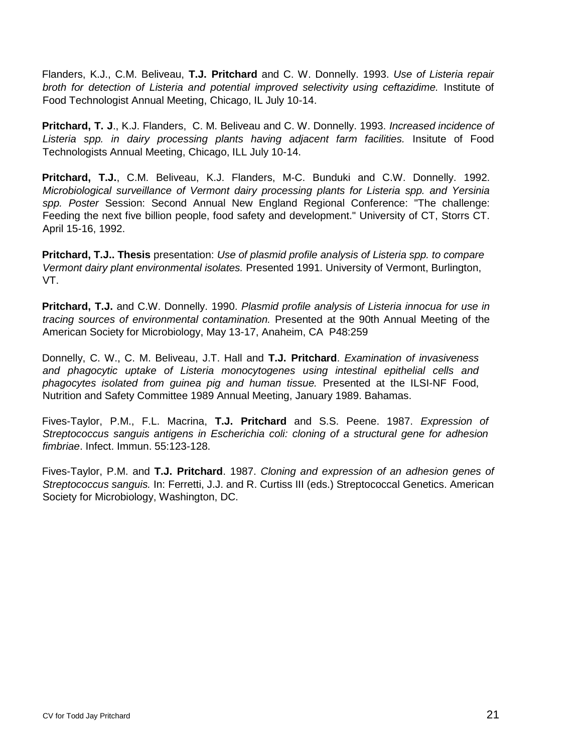Flanders, K.J., C.M. Beliveau, **T.J. Pritchard** and C. W. Donnelly. 1993. *Use of Listeria repair broth for detection of Listeria and potential improved selectivity using ceftazidime.* Institute of Food Technologist Annual Meeting, Chicago, IL July 10-14.

**Pritchard, T. J**., K.J. Flanders, C. M. Beliveau and C. W. Donnelly. 1993. *Increased incidence of Listeria spp. in dairy processing plants having adjacent farm facilities.* Insitute of Food Technologists Annual Meeting, Chicago, ILL July 10-14.

**Pritchard, T.J.**, C.M. Beliveau, K.J. Flanders, M-C. Bunduki and C.W. Donnelly. 1992. *Microbiological surveillance of Vermont dairy processing plants for Listeria spp. and Yersinia spp. Poster* Session: Second Annual New England Regional Conference: "The challenge: Feeding the next five billion people, food safety and development." University of CT, Storrs CT. April 15-16, 1992.

**Pritchard, T.J.. Thesis** presentation: *Use of plasmid profile analysis of Listeria spp. to compare Vermont dairy plant environmental isolates.* Presented 1991. University of Vermont, Burlington, VT.

**Pritchard, T.J.** and C.W. Donnelly. 1990. *Plasmid profile analysis of Listeria innocua for use in tracing sources of environmental contamination.* Presented at the 90th Annual Meeting of the American Society for Microbiology, May 13-17, Anaheim, CA P48:259

Donnelly, C. W., C. M. Beliveau, J.T. Hall and **T.J. Pritchard**. *Examination of invasiveness and phagocytic uptake of Listeria monocytogenes using intestinal epithelial cells and phagocytes isolated from guinea pig and human tissue.* Presented at the ILSI-NF Food, Nutrition and Safety Committee 1989 Annual Meeting, January 1989. Bahamas.

Fives-Taylor, P.M., F.L. Macrina, **T.J. Pritchard** and S.S. Peene. 1987. *Expression of Streptococcus sanguis antigens in Escherichia coli: cloning of a structural gene for adhesion fimbriae*. Infect. Immun. 55:123-128.

Fives-Taylor, P.M. and **T.J. Pritchard**. 1987. *Cloning and expression of an adhesion genes of Streptococcus sanguis.* In: Ferretti, J.J. and R. Curtiss III (eds.) Streptococcal Genetics. American Society for Microbiology, Washington, DC.